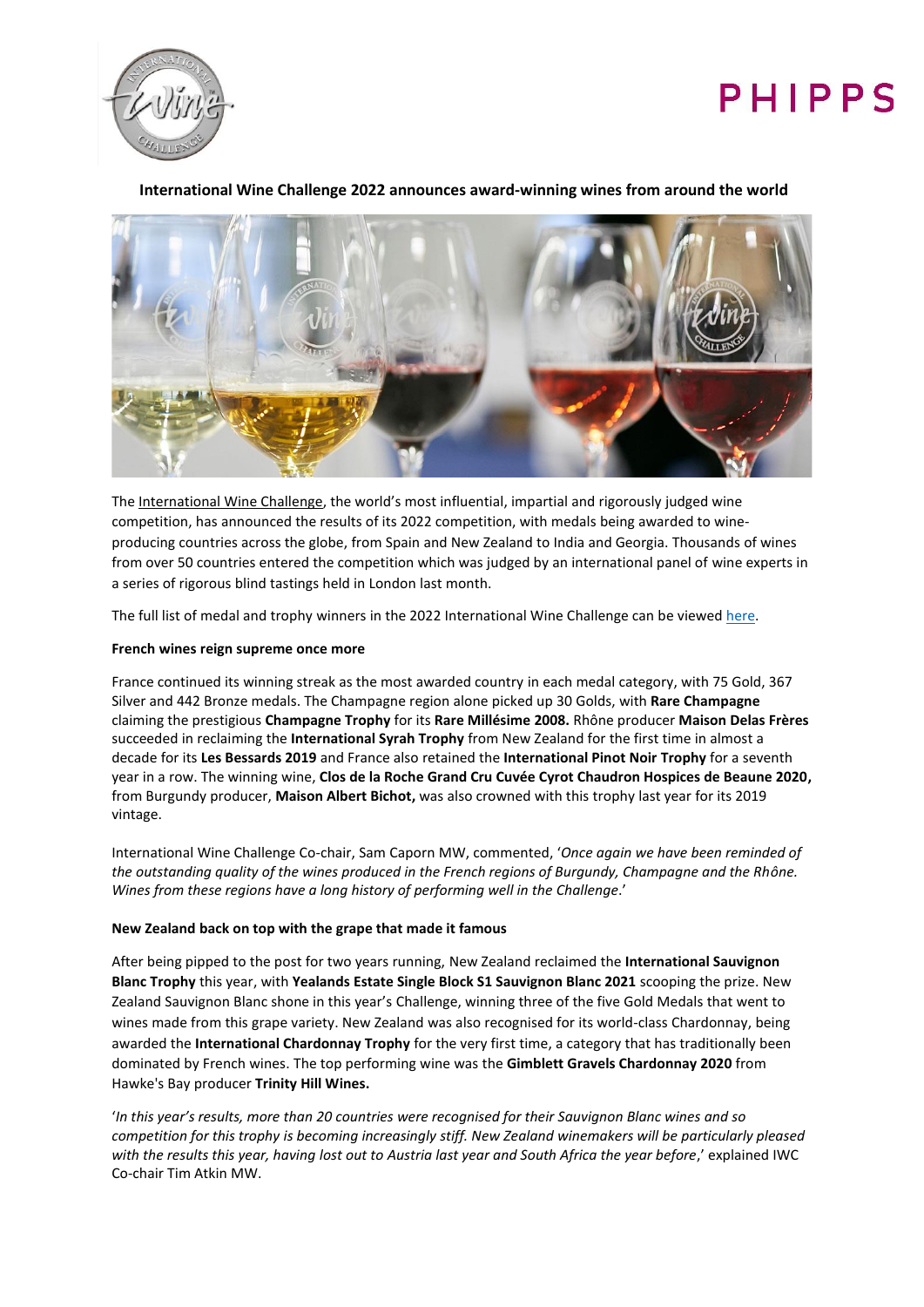## International Wine Challenge 2022 announces award-winning wines from around the world

The International Wine Challenge, the world's most influential, impartial and rigorously judged wine competition, has announced the results of its 2022 competition, with medals being awarded to wine-producing countries across the globe, from Spain and New Zealand to India and Georgia. Thousands of wines from over 50 countries entered the competition which was judged by an international panel of wine experts in a series of rigorous blind tastings held in London last month.

The full list of medal and trophy winners in the 2022 International Wine Challenge can be viewed here.

### French wines reign supreme once more

France continued its winning streak as the most awarded country in each medal category, with 75 Gold, 367 Silver and 442 Bronze medals. The Champagne region alone picked up 30 Golds, with **Rare Champagne** claiming the prestigious **Champagne Trophy** for its **Rare Millésime 2008.** Rhône producer **Maison Delas Frères** succeeded in reclaiming the **International Syrah Trophy** from New Zealand for the first time in almost a decade for its **Les Bessards 2019** and France also retained the **International Pinot Noir Trophy** for a seventh year in a row. The winning wine, **Clos de la Roche Grand Cru Cuvée Cyrot Chaudron Hospices de Beaune 2020,** from Burgundy producer, **Maison Albert Bichot,** was also crowned with this trophy last year for its 2019 vintage.

International Wine Challenge Co-chair, Sam Caporn MW, commented, '*Once again we have been reminded of the outstanding quality of the wines produced in the French regions of Burgundy, Champagne and the Rhône. Wines from these regions have a long history of performing well in the Challenge*.'

### New Zealand back on top with the grape that made it famous

After being pipped to the post for two years running, New Zealand reclaimed the **International Sauvignon Blanc Trophy** this year, with **Yealands Estate Single Block S1 Sauvignon Blanc 2021** scooping the prize. New Zealand Sauvignon Blanc shone in this year's Challenge, winning three of the five Gold Medals that went to wines made from this grape variety. New Zealand was also recognised for its world-class Chardonnay, being awarded the **International Chardonnay Trophy** for the very first time, a category that has traditionally been dominated by French wines. The top performing wine was the **Gimblett Gravels Chardonnay 2020** from Hawke's Bay producer **Trinity Hill Wines.**

'*In this year's results, more than 20 countries were recognised for their Sauvignon Blanc wines and so competition for this trophy is becoming increasingly stiff. New Zealand winemakers will be particularly pleased with the results this year, having lost out to Austria last year and South Africa the year before*,' explained IWC Co-chair Tim Atkin MW.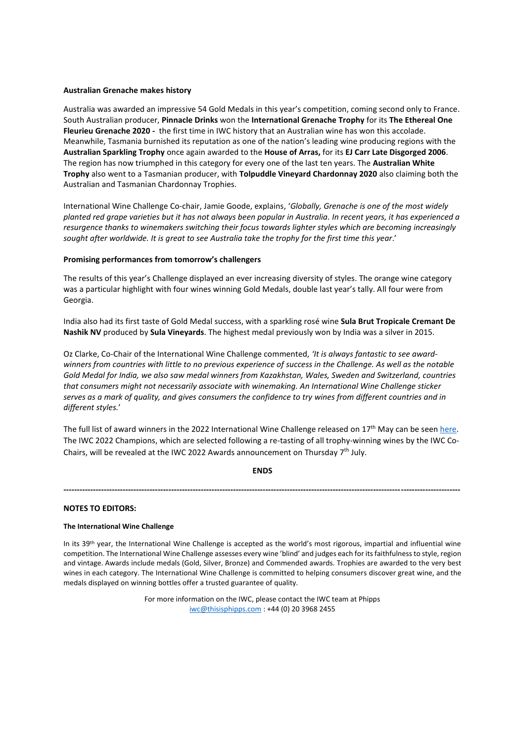**Australian Grenache makes history**

Australia was awarded an impressive 54 Gold Medals in this year's competition, coming second only to France. South Australian producer, **Pinnacle Drinks** won the **International Grenache Trophy** for its **The Ethereal One Fleurieu Grenache 2020 -** the first time in IWC history that an Australian wine has won this accolade. Meanwhile, Tasmania burnished its reputation as one of the nation's leading wine producing regions with the **Australian Sparkling Trophy** once again awarded to the **House of Arras,** for its **EJ Carr Late Disgorged 2006**. The region has now triumphed in this category for every one of the last ten years. The **Australian White Trophy** also went to a Tasmanian producer, with **Tolpuddle Vineyard Chardonnay 2020** also claiming both the Australian and Tasmanian Chardonnay Trophies.

International Wine Challenge Co-chair, Jamie Goode, explains, '*Globally, Grenache is one of the most widely planted red grape varieties but it has not always been popular in Australia. In recent years, it has experienced a resurgence thanks to winemakers switching their focus towards lighter styles which are becoming increasingly sought after worldwide. It is great to see Australia take the trophy for the first time this year*.'

**Promising performances from tomorrow's challengers**

The results of this year's Challenge displayed an ever increasing diversity of styles. The orange wine category was a particular highlight with four wines winning Gold Medals, double last year's tally. All four were from Georgia.

India also had its first taste of Gold Medal success, with a sparkling rosé wine **Sula Brut Tropicale Cremant De Nashik NV** produced by **Sula Vineyards**. The highest medal previously won by India was a silver in 2015.

Oz Clarke, Co-Chair of the International Wine Challenge commented, *'It is always fantastic to see award-winners from countries with little to no previous experience of success in the Challenge. As well as the notable Gold Medal for India, we also saw medal winners from Kazakhstan, Wales, Sweden and Switzerland, countries that consumers might not necessarily associate with winemaking. An International Wine Challenge sticker serves as a mark of quality, and gives consumers the confidence to try wines from different countries and in different styles.*'

The full list of award winners in the 2022 International Wine Challenge released on 17th May can be seen [here](). The IWC 2022 Champions, which are selected following a re-tasting of all trophy-winning wines by the IWC Co-Chairs, will be revealed at the IWC 2022 Awards announcement on Thursday 7th July.

**ENDS**

---

**NOTES TO EDITORS:**

**The International Wine Challenge**

In its 39th year, the International Wine Challenge is accepted as the world's most rigorous, impartial and influential wine competition. The International Wine Challenge assesses every wine 'blind' and judges each for its faithfulness to style, region and vintage. Awards include medals (Gold, Silver, Bronze) and Commended awards. Trophies are awarded to the very best wines in each category. The International Wine Challenge is committed to helping consumers discover great wine, and the medals displayed on winning bottles offer a trusted guarantee of quality.

For more information on the IWC, please contact the IWC team at Phipps
iwc@thisisphipps.com : +44 (0) 20 3968 2455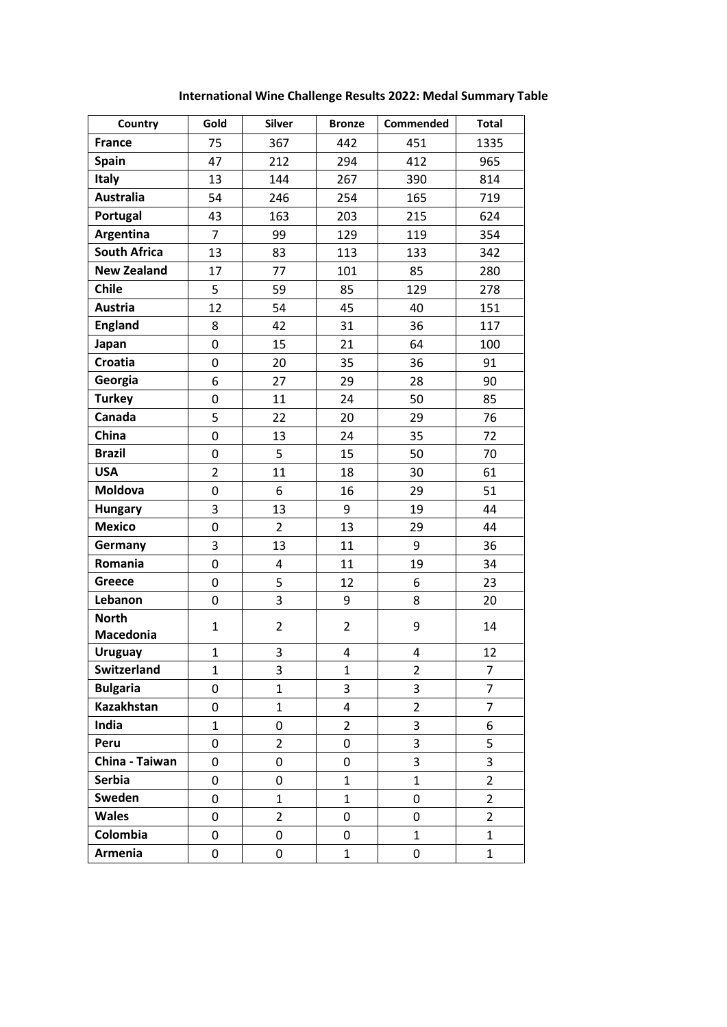**International Wine Challenge Results 2022: Medal Summary Table**

| Country | Gold | Silver | Bronze | Commended | Total |
|---|---|---|---|---|---|
| **France** | 75 | 367 | 442 | 451 | 1335 |
| **Spain** | 47 | 212 | 294 | 412 | 965 |
| **Italy** | 13 | 144 | 267 | 390 | 814 |
| **Australia** | 54 | 246 | 254 | 165 | 719 |
| **Portugal** | 43 | 163 | 203 | 215 | 624 |
| **Argentina** | 7 | 99 | 129 | 119 | 354 |
| **South Africa** | 13 | 83 | 113 | 133 | 342 |
| **New Zealand** | 17 | 77 | 101 | 85 | 280 |
| **Chile** | 5 | 59 | 85 | 129 | 278 |
| **Austria** | 12 | 54 | 45 | 40 | 151 |
| **England** | 8 | 42 | 31 | 36 | 117 |
| **Japan** | 0 | 15 | 21 | 64 | 100 |
| **Croatia** | 0 | 20 | 35 | 36 | 91 |
| **Georgia** | 6 | 27 | 29 | 28 | 90 |
| **Turkey** | 0 | 11 | 24 | 50 | 85 |
| **Canada** | 5 | 22 | 20 | 29 | 76 |
| **China** | 0 | 13 | 24 | 35 | 72 |
| **Brazil** | 0 | 5 | 15 | 50 | 70 |
| **USA** | 2 | 11 | 18 | 30 | 61 |
| **Moldova** | 0 | 6 | 16 | 29 | 51 |
| **Hungary** | 3 | 13 | 9 | 19 | 44 |
| **Mexico** | 0 | 2 | 13 | 29 | 44 |
| **Germany** | 3 | 13 | 11 | 9 | 36 |
| **Romania** | 0 | 4 | 11 | 19 | 34 |
| **Greece** | 0 | 5 | 12 | 6 | 23 |
| **Lebanon** | 0 | 3 | 9 | 8 | 20 |
| **North Macedonia** | 1 | 2 | 2 | 9 | 14 |
| **Uruguay** | 1 | 3 | 4 | 4 | 12 |
| **Switzerland** | 1 | 3 | 1 | 2 | 7 |
| **Bulgaria** | 0 | 1 | 3 | 3 | 7 |
| **Kazakhstan** | 0 | 1 | 4 | 2 | 7 |
| **India** | 1 | 0 | 2 | 3 | 6 |
| **Peru** | 0 | 2 | 0 | 3 | 5 |
| **China - Taiwan** | 0 | 0 | 0 | 3 | 3 |
| **Serbia** | 0 | 0 | 1 | 1 | 2 |
| **Sweden** | 0 | 1 | 1 | 0 | 2 |
| **Wales** | 0 | 2 | 0 | 0 | 2 |
| **Colombia** | 0 | 0 | 0 | 1 | 1 |
| **Armenia** | 0 | 0 | 1 | 0 | 1 |